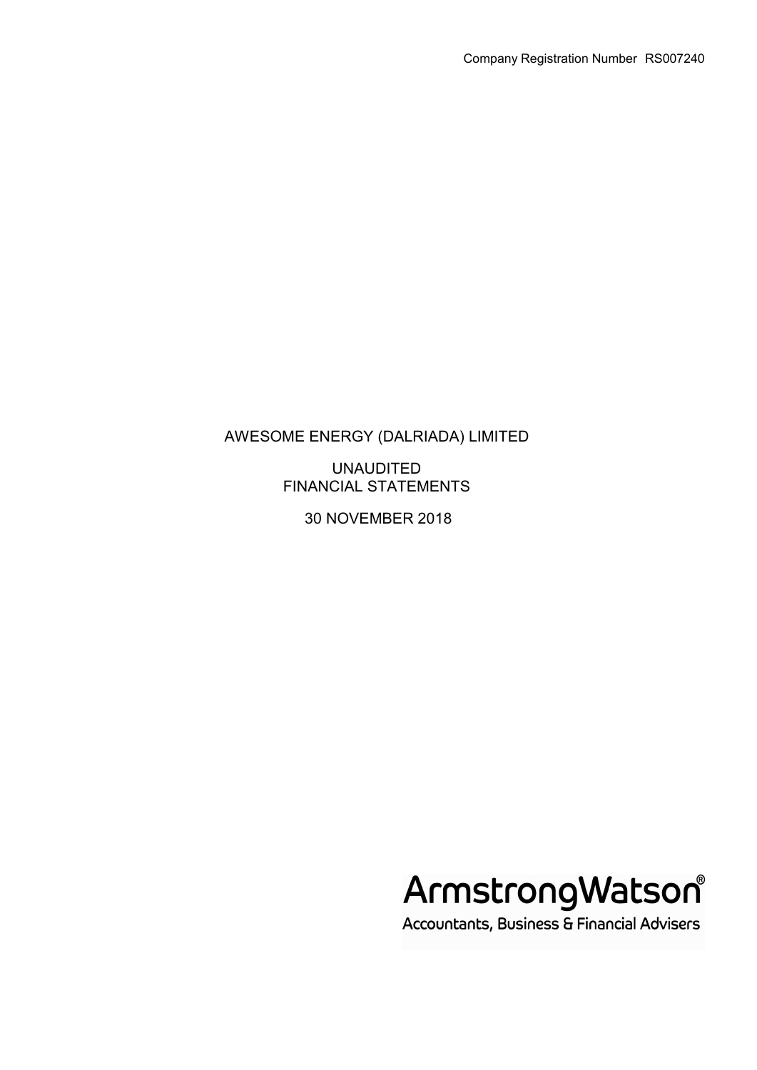Company Registration Number RS007240

# AWESOME ENERGY (DALRIADA) LIMITED

UNAUDITED
FINANCIAL STATEMENTS

30 NOVEMBER 2018

ArmstrongWatson®

Accountants, Business & Financial Advisers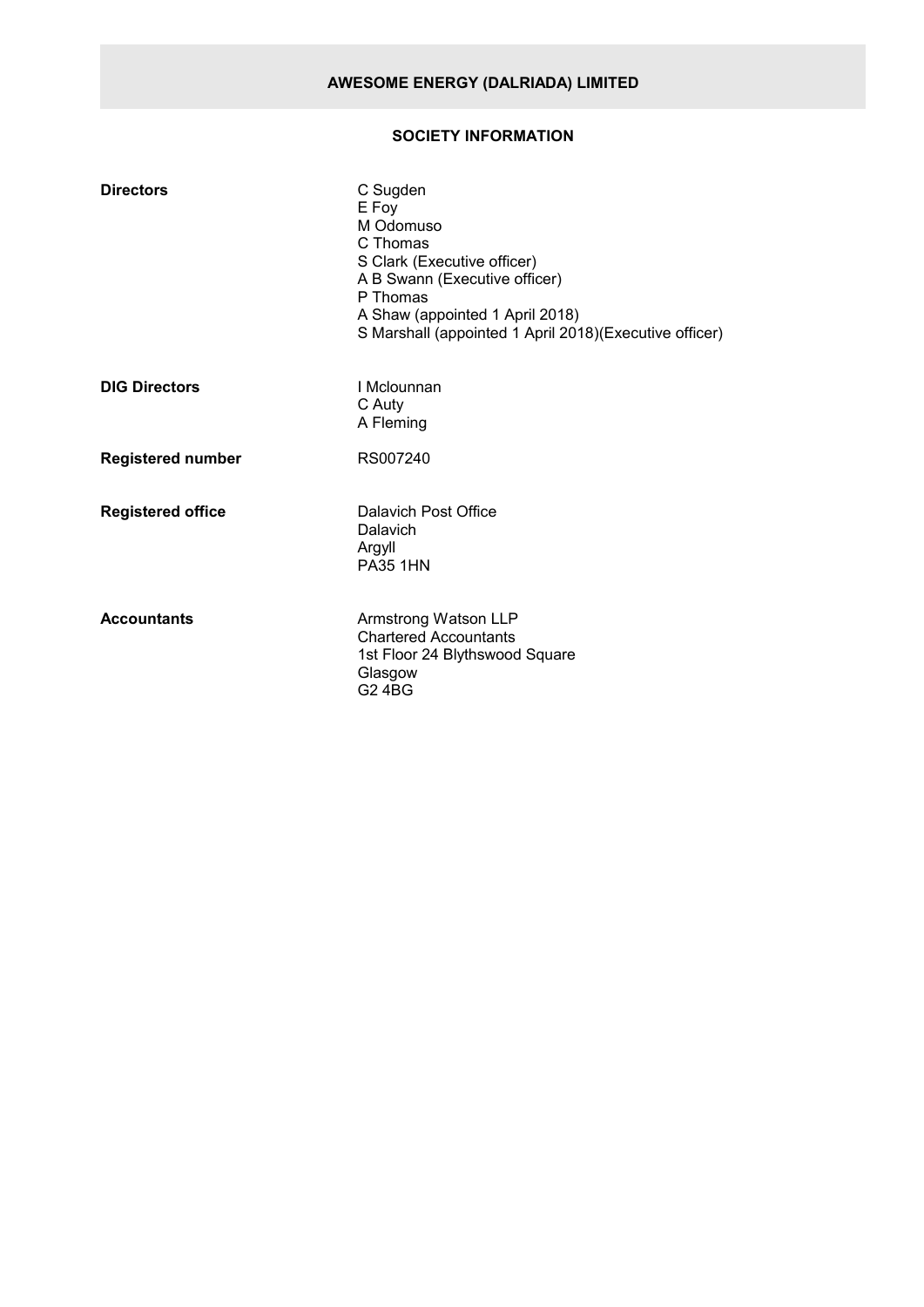# AWESOME ENERGY (DALRIADA) LIMITED

## SOCIETY INFORMATION

**Directors**

C Sugden
E Foy
M Odomuso
C Thomas
S Clark (Executive officer)
A B Swann (Executive officer)
P Thomas
A Shaw (appointed 1 April 2018)
S Marshall (appointed 1 April 2018)(Executive officer)

**DIG Directors**

I Mclounnan
C Auty
A Fleming

**Registered number**

RS007240

**Registered office**

Dalavich Post Office
Dalavich
Argyll
PA35 1HN

**Accountants**

Armstrong Watson LLP
Chartered Accountants
1st Floor 24 Blythswood Square
Glasgow
G2 4BG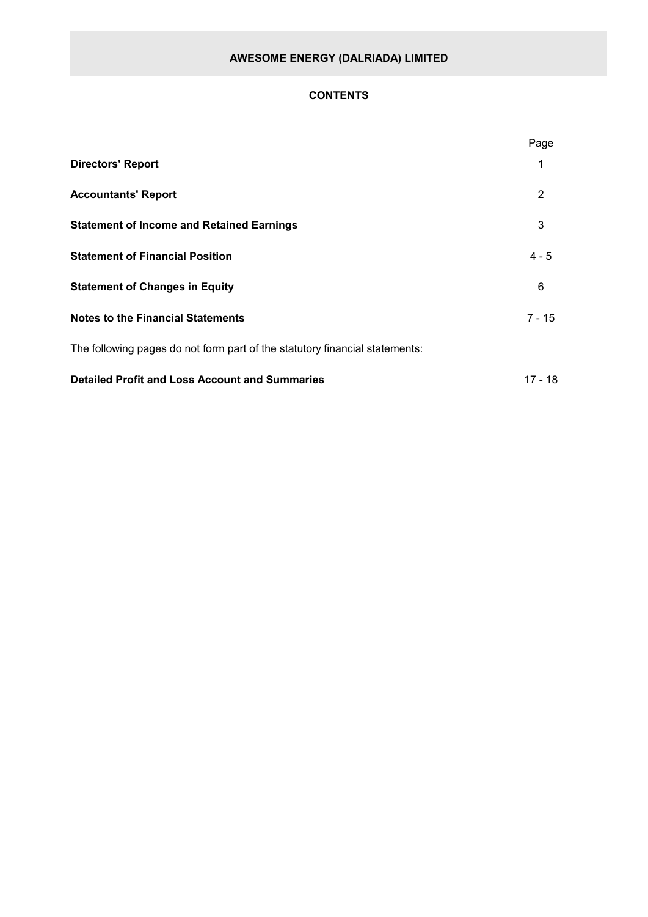# AWESOME ENERGY (DALRIADA) LIMITED

## CONTENTS

| | Page |
|---|---|
| **Directors' Report** | 1 |
| **Accountants' Report** | 2 |
| **Statement of Income and Retained Earnings** | 3 |
| **Statement of Financial Position** | 4 - 5 |
| **Statement of Changes in Equity** | 6 |
| **Notes to the Financial Statements** | 7 - 15 |
| The following pages do not form part of the statutory financial statements: | |
| **Detailed Profit and Loss Account and Summaries** | 17 - 18 |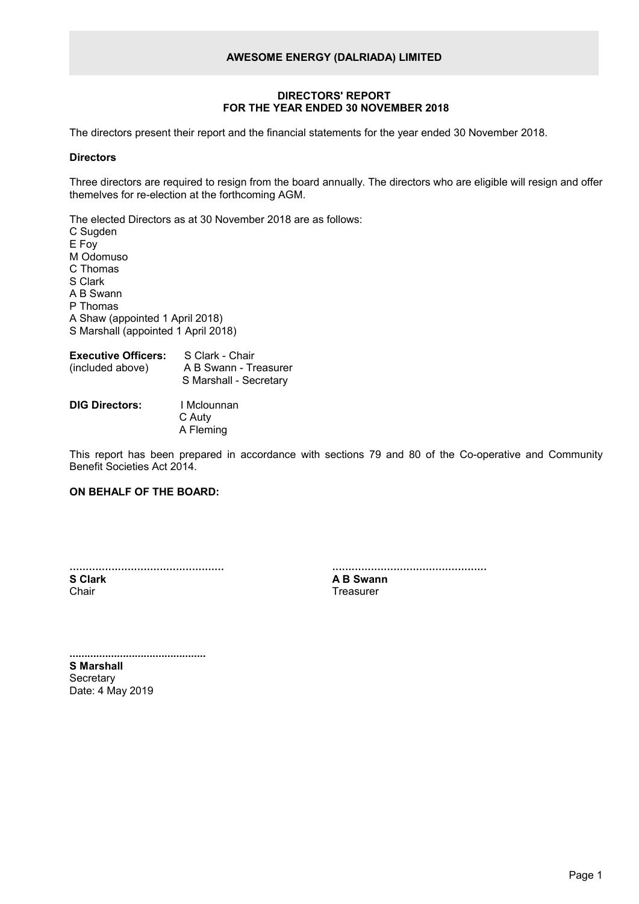**AWESOME ENERGY (DALRIADA) LIMITED**

## DIRECTORS' REPORT
## FOR THE YEAR ENDED 30 NOVEMBER 2018

The directors present their report and the financial statements for the year ended 30 November 2018.

**Directors**

Three directors are required to resign from the board annually. The directors who are eligible will resign and offer themelves for re-election at the forthcoming AGM.

The elected Directors as at 30 November 2018 are as follows:
C Sugden
E Foy
M Odomuso
C Thomas
S Clark
A B Swann
P Thomas
A Shaw (appointed 1 April 2018)
S Marshall (appointed 1 April 2018)

**Executive Officers:** (included above)
S Clark - Chair
A B Swann - Treasurer
S Marshall - Secretary

**DIG Directors:**
I Mclounnan
C Auty
A Fleming

This report has been prepared in accordance with sections 79 and 80 of the Co-operative and Community Benefit Societies Act 2014.

**ON BEHALF OF THE BOARD:**

............................................
**S Clark**
Chair

............................................
**A B Swann**
Treasurer

............................................
**S Marshall**
Secretary
Date: 4 May 2019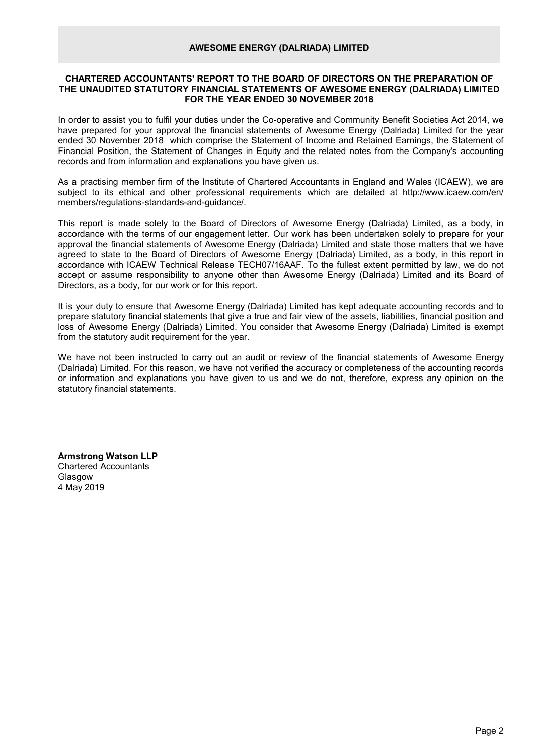# AWESOME ENERGY (DALRIADA) LIMITED

## CHARTERED ACCOUNTANTS' REPORT TO THE BOARD OF DIRECTORS ON THE PREPARATION OF THE UNAUDITED STATUTORY FINANCIAL STATEMENTS OF AWESOME ENERGY (DALRIADA) LIMITED FOR THE YEAR ENDED 30 NOVEMBER 2018

In order to assist you to fulfil your duties under the Co-operative and Community Benefit Societies Act 2014, we have prepared for your approval the financial statements of Awesome Energy (Dalriada) Limited for the year ended 30 November 2018 which comprise the Statement of Income and Retained Earnings, the Statement of Financial Position, the Statement of Changes in Equity and the related notes from the Company's accounting records and from information and explanations you have given us.

As a practising member firm of the Institute of Chartered Accountants in England and Wales (ICAEW), we are subject to its ethical and other professional requirements which are detailed at http://www.icaew.com/en/members/regulations-standards-and-guidance/.

This report is made solely to the Board of Directors of Awesome Energy (Dalriada) Limited, as a body, in accordance with the terms of our engagement letter. Our work has been undertaken solely to prepare for your approval the financial statements of Awesome Energy (Dalriada) Limited and state those matters that we have agreed to state to the Board of Directors of Awesome Energy (Dalriada) Limited, as a body, in this report in accordance with ICAEW Technical Release TECH07/16AAF. To the fullest extent permitted by law, we do not accept or assume responsibility to anyone other than Awesome Energy (Dalriada) Limited and its Board of Directors, as a body, for our work or for this report.

It is your duty to ensure that Awesome Energy (Dalriada) Limited has kept adequate accounting records and to prepare statutory financial statements that give a true and fair view of the assets, liabilities, financial position and loss of Awesome Energy (Dalriada) Limited. You consider that Awesome Energy (Dalriada) Limited is exempt from the statutory audit requirement for the year.

We have not been instructed to carry out an audit or review of the financial statements of Awesome Energy (Dalriada) Limited. For this reason, we have not verified the accuracy or completeness of the accounting records or information and explanations you have given to us and we do not, therefore, express any opinion on the statutory financial statements.

**Armstrong Watson LLP**
Chartered Accountants
Glasgow
4 May 2019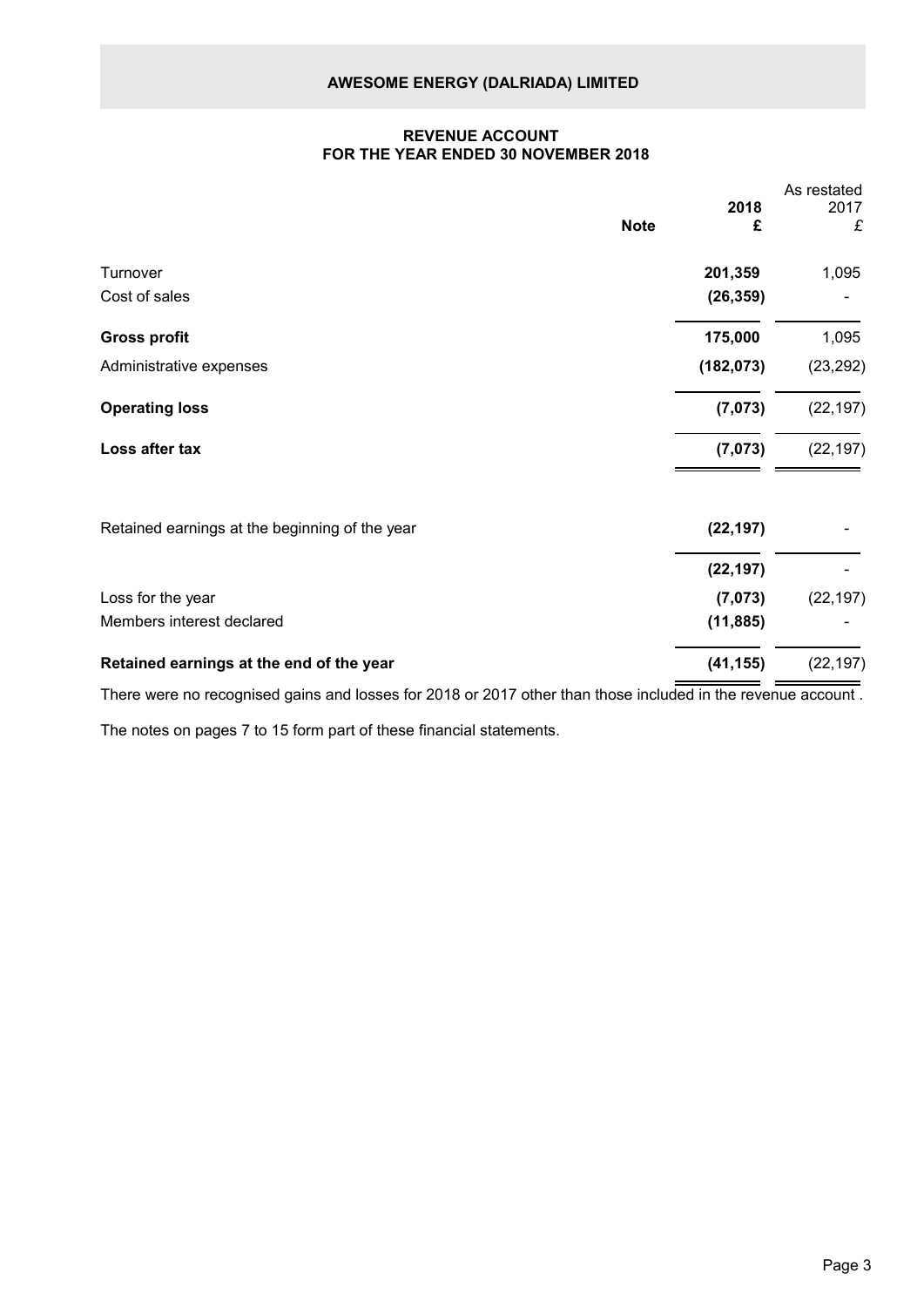# AWESOME ENERGY (DALRIADA) LIMITED

## REVENUE ACCOUNT
## FOR THE YEAR ENDED 30 NOVEMBER 2018

| | Note | 2018 £ | As restated 2017 £ |
|---|---|---|---|
| Turnover | | **201,359** | 1,095 |
| Cost of sales | | **(26,359)** | - |
| **Gross profit** | | **175,000** | 1,095 |
| Administrative expenses | | **(182,073)** | (23,292) |
| **Operating loss** | | **(7,073)** | (22,197) |
| **Loss after tax** | | **(7,073)** | (22,197) |
| | | | |
| Retained earnings at the beginning of the year | | **(22,197)** | - |
| | | **(22,197)** | - |
| Loss for the year | | **(7,073)** | (22,197) |
| Members interest declared | | **(11,885)** | - |
| **Retained earnings at the end of the year** | | **(41,155)** | (22,197) |

There were no recognised gains and losses for 2018 or 2017 other than those included in the revenue account .

The notes on pages 7 to 15 form part of these financial statements.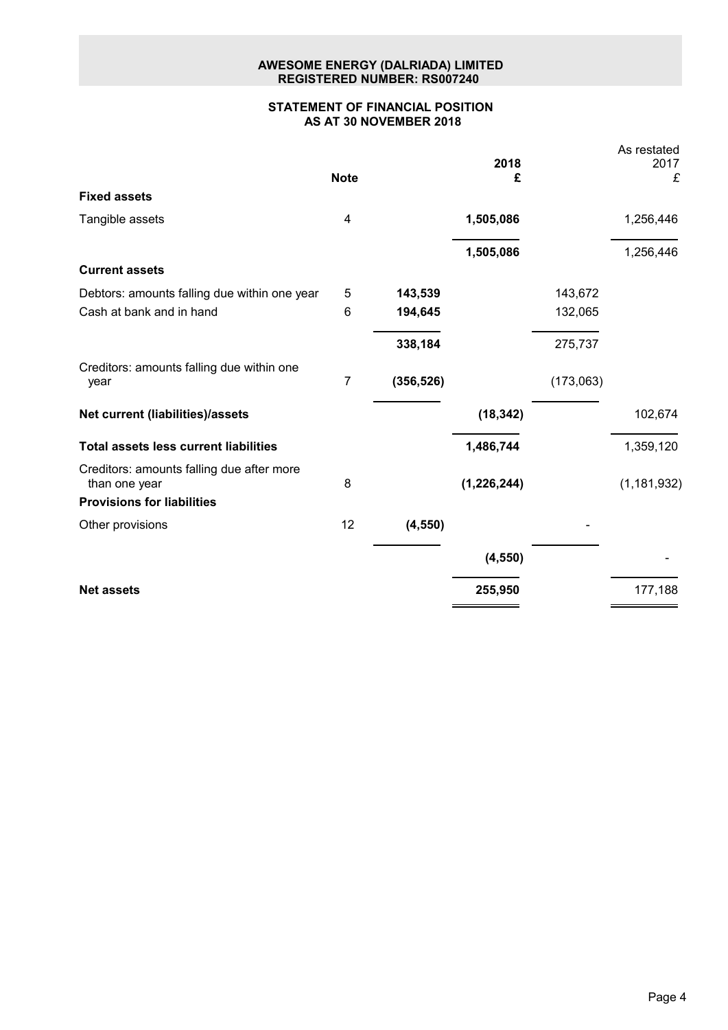**AWESOME ENERGY (DALRIADA) LIMITED**
**REGISTERED NUMBER: RS007240**

## STATEMENT OF FINANCIAL POSITION
## AS AT 30 NOVEMBER 2018

| | Note | | 2018 £ | | As restated 2017 £ |
|---|---|---|---|---|---|
| **Fixed assets** | | | | | |
| Tangible assets | 4 | | **1,505,086** | | 1,256,446 |
| | | | **1,505,086** | | 1,256,446 |
| **Current assets** | | | | | |
| Debtors: amounts falling due within one year | 5 | **143,539** | | 143,672 | |
| Cash at bank and in hand | 6 | **194,645** | | 132,065 | |
| | | **338,184** | | 275,737 | |
| Creditors: amounts falling due within one year | 7 | **(356,526)** | | (173,063) | |
| **Net current (liabilities)/assets** | | | **(18,342)** | | 102,674 |
| **Total assets less current liabilities** | | | **1,486,744** | | 1,359,120 |
| Creditors: amounts falling due after more than one year | 8 | | **(1,226,244)** | | (1,181,932) |
| **Provisions for liabilities** | | | | | |
| Other provisions | 12 | **(4,550)** | | - | |
| | | | **(4,550)** | | - |
| **Net assets** | | | **255,950** | | 177,188 |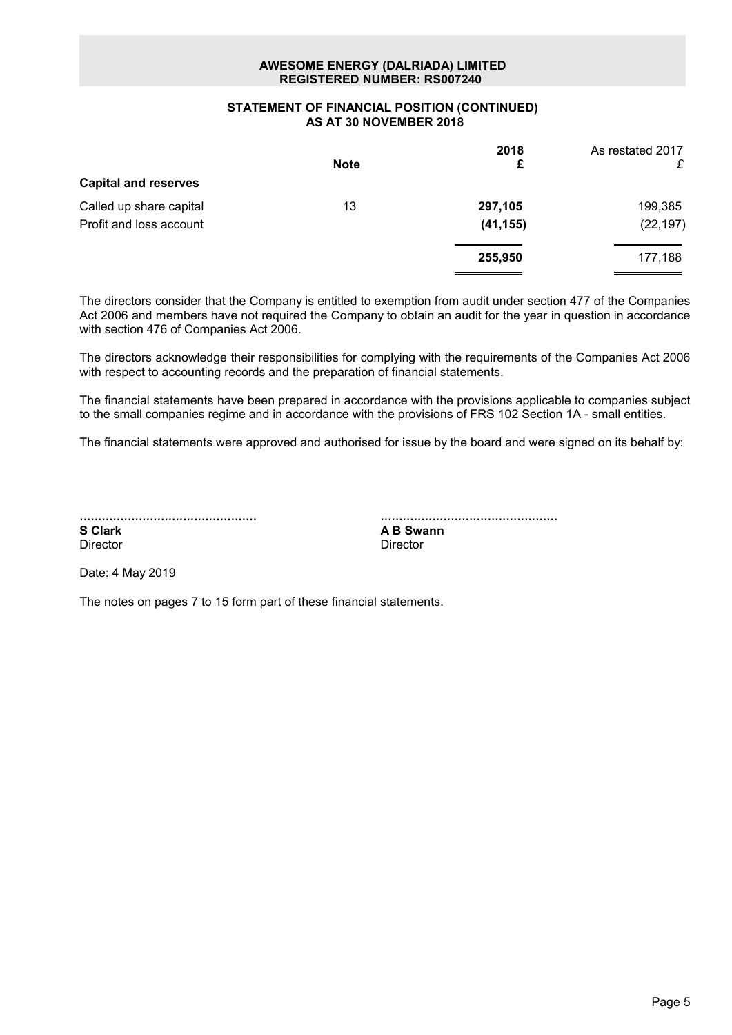**AWESOME ENERGY (DALRIADA) LIMITED**
**REGISTERED NUMBER: RS007240**

## STATEMENT OF FINANCIAL POSITION (CONTINUED)
## AS AT 30 NOVEMBER 2018

| | Note | 2018 £ | As restated 2017 £ |
|---|---|---|---|
| **Capital and reserves** | | | |
| Called up share capital | 13 | **297,105** | 199,385 |
| Profit and loss account | | **(41,155)** | (22,197) |
| | | **255,950** | 177,188 |

The directors consider that the Company is entitled to exemption from audit under section 477 of the Companies Act 2006 and members have not required the Company to obtain an audit for the year in question in accordance with section 476 of Companies Act 2006.

The directors acknowledge their responsibilities for complying with the requirements of the Companies Act 2006 with respect to accounting records and the preparation of financial statements.

The financial statements have been prepared in accordance with the provisions applicable to companies subject to the small companies regime and in accordance with the provisions of FRS 102 Section 1A - small entities.

The financial statements were approved and authorised for issue by the board and were signed on its behalf by:

................................................
**S Clark**
Director

................................................
**A B Swann**
Director

Date: 4 May 2019

The notes on pages 7 to 15 form part of these financial statements.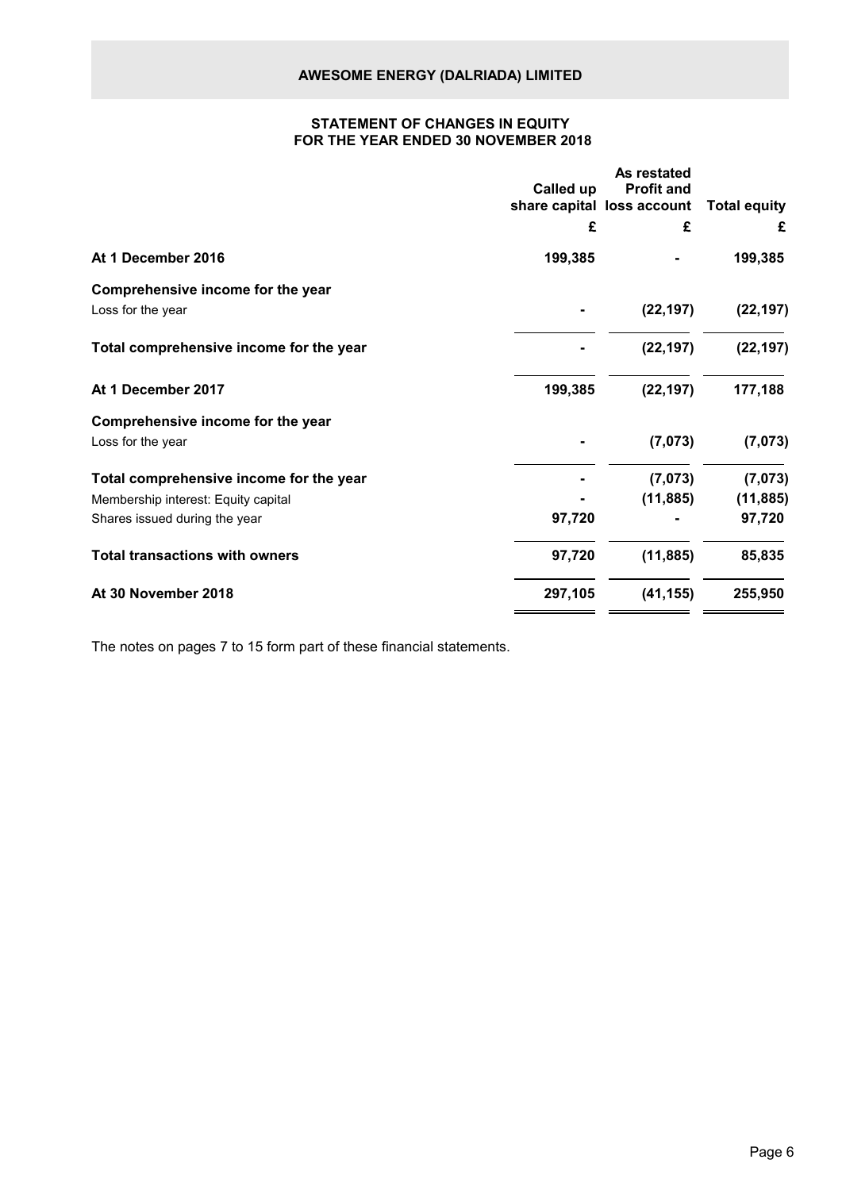# AWESOME ENERGY (DALRIADA) LIMITED

## STATEMENT OF CHANGES IN EQUITY
## FOR THE YEAR ENDED 30 NOVEMBER 2018

| | Called up share capital | As restated Profit and loss account | Total equity |
|---|---|---|---|
| | £ | £ | £ |
| **At 1 December 2016** | **199,385** | **-** | **199,385** |
| **Comprehensive income for the year** | | | |
| Loss for the year | **-** | **(22,197)** | **(22,197)** |
| **Total comprehensive income for the year** | **-** | **(22,197)** | **(22,197)** |
| **At 1 December 2017** | **199,385** | **(22,197)** | **177,188** |
| **Comprehensive income for the year** | | | |
| Loss for the year | **-** | **(7,073)** | **(7,073)** |
| **Total comprehensive income for the year** | **-** | **(7,073)** | **(7,073)** |
| Membership interest: Equity capital | **-** | **(11,885)** | **(11,885)** |
| Shares issued during the year | **97,720** | **-** | **97,720** |
| **Total transactions with owners** | **97,720** | **(11,885)** | **85,835** |
| **At 30 November 2018** | **297,105** | **(41,155)** | **255,950** |

The notes on pages 7 to 15 form part of these financial statements.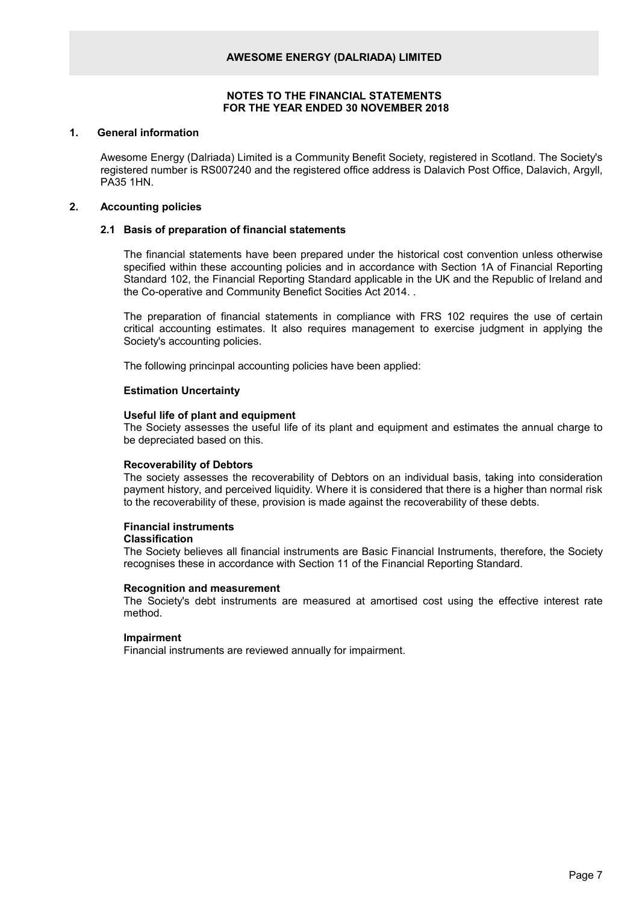# AWESOME ENERGY (DALRIADA) LIMITED

## NOTES TO THE FINANCIAL STATEMENTS
## FOR THE YEAR ENDED 30 NOVEMBER 2018

### 1. General information

Awesome Energy (Dalriada) Limited is a Community Benefit Society, registered in Scotland. The Society's registered number is RS007240 and the registered office address is Dalavich Post Office, Dalavich, Argyll, PA35 1HN.

### 2. Accounting policies

#### 2.1 Basis of preparation of financial statements

The financial statements have been prepared under the historical cost convention unless otherwise specified within these accounting policies and in accordance with Section 1A of Financial Reporting Standard 102, the Financial Reporting Standard applicable in the UK and the Republic of Ireland and the Co-operative and Community Benefict Socities Act 2014. .

The preparation of financial statements in compliance with FRS 102 requires the use of certain critical accounting estimates. It also requires management to exercise judgment in applying the Society's accounting policies.

The following princinpal accounting policies have been applied:

**Estimation Uncertainty**

**Useful life of plant and equipment**
The Society assesses the useful life of its plant and equipment and estimates the annual charge to be depreciated based on this.

**Recoverability of Debtors**
The society assesses the recoverability of Debtors on an individual basis, taking into consideration payment history, and perceived liquidity. Where it is considered that there is a higher than normal risk to the recoverability of these, provision is made against the recoverability of these debts.

**Financial instruments**
**Classification**
The Society believes all financial instruments are Basic Financial Instruments, therefore, the Society recognises these in accordance with Section 11 of the Financial Reporting Standard.

**Recognition and measurement**
The Society's debt instruments are measured at amortised cost using the effective interest rate method.

**Impairment**
Financial instruments are reviewed annually for impairment.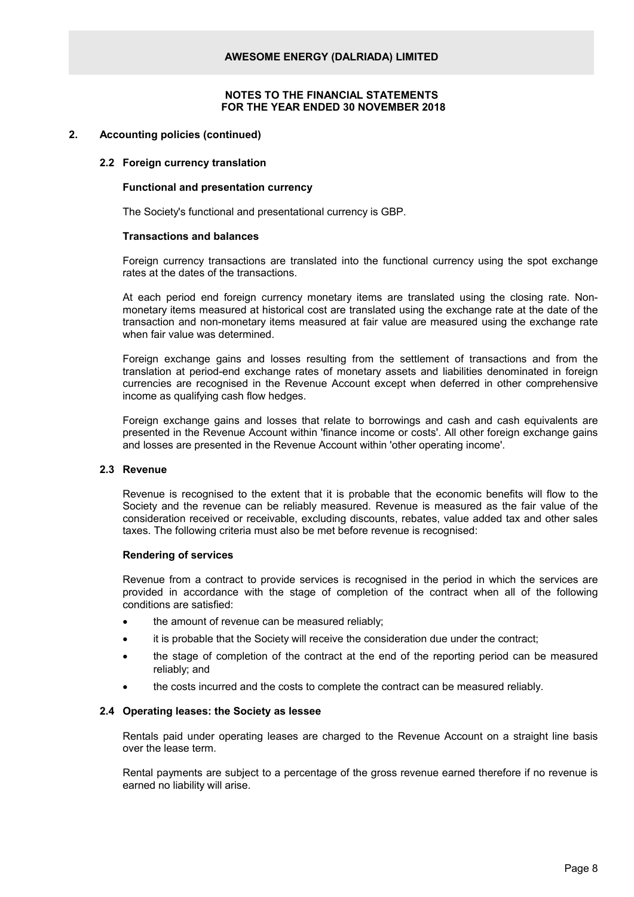## 2. Accounting policies (continued)

### 2.2 Foreign currency translation

**Functional and presentation currency**

The Society's functional and presentational currency is GBP.

**Transactions and balances**

Foreign currency transactions are translated into the functional currency using the spot exchange rates at the dates of the transactions.

At each period end foreign currency monetary items are translated using the closing rate. Non-monetary items measured at historical cost are translated using the exchange rate at the date of the transaction and non-monetary items measured at fair value are measured using the exchange rate when fair value was determined.

Foreign exchange gains and losses resulting from the settlement of transactions and from the translation at period-end exchange rates of monetary assets and liabilities denominated in foreign currencies are recognised in the Revenue Account except when deferred in other comprehensive income as qualifying cash flow hedges.

Foreign exchange gains and losses that relate to borrowings and cash and cash equivalents are presented in the Revenue Account within 'finance income or costs'. All other foreign exchange gains and losses are presented in the Revenue Account within 'other operating income'.

### 2.3 Revenue

Revenue is recognised to the extent that it is probable that the economic benefits will flow to the Society and the revenue can be reliably measured. Revenue is measured as the fair value of the consideration received or receivable, excluding discounts, rebates, value added tax and other sales taxes. The following criteria must also be met before revenue is recognised:

**Rendering of services**

Revenue from a contract to provide services is recognised in the period in which the services are provided in accordance with the stage of completion of the contract when all of the following conditions are satisfied:

- the amount of revenue can be measured reliably;
- it is probable that the Society will receive the consideration due under the contract;
- the stage of completion of the contract at the end of the reporting period can be measured reliably; and
- the costs incurred and the costs to complete the contract can be measured reliably.

### 2.4 Operating leases: the Society as lessee

Rentals paid under operating leases are charged to the Revenue Account on a straight line basis over the lease term.

Rental payments are subject to a percentage of the gross revenue earned therefore if no revenue is earned no liability will arise.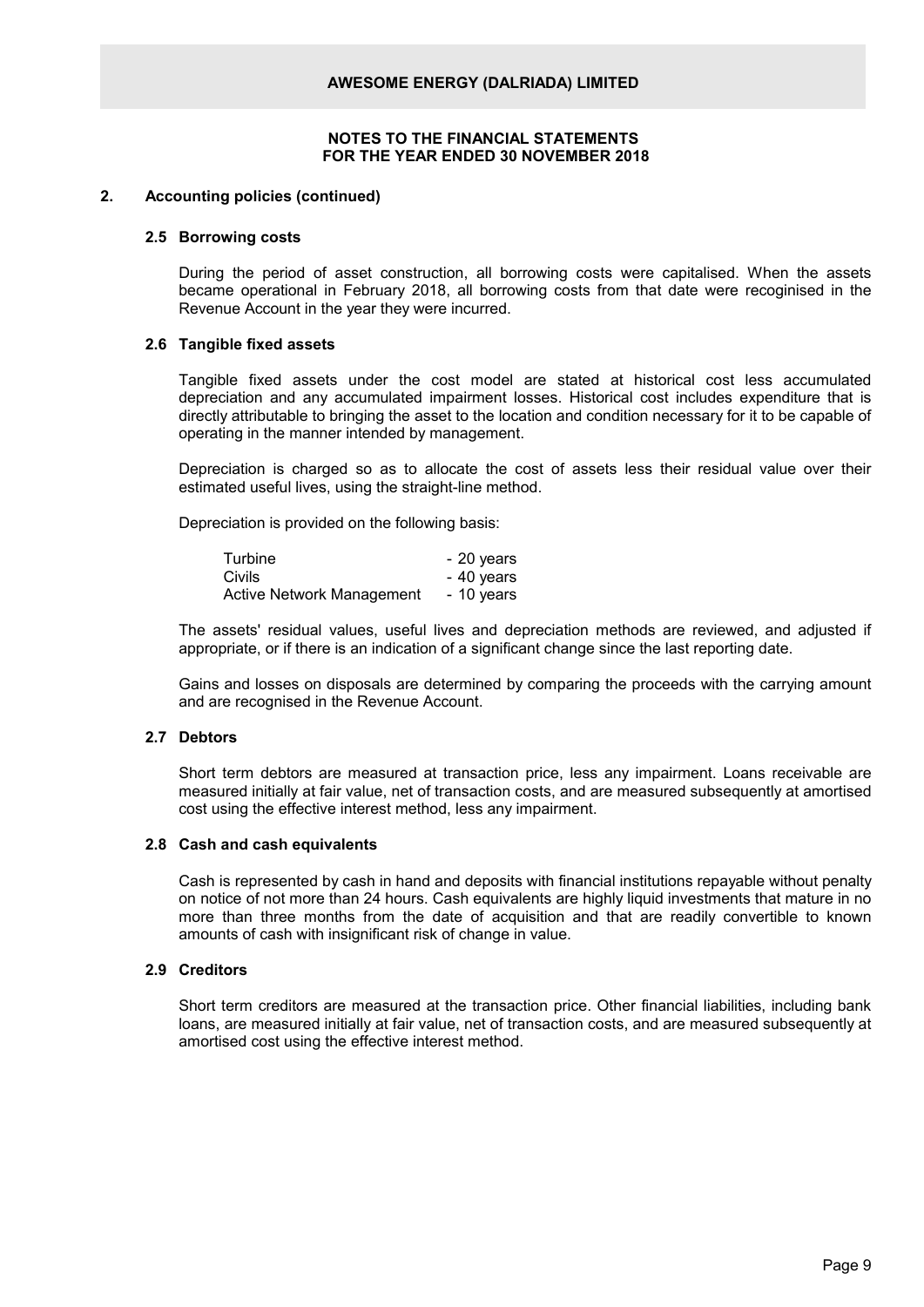**AWESOME ENERGY (DALRIADA) LIMITED**

**NOTES TO THE FINANCIAL STATEMENTS FOR THE YEAR ENDED 30 NOVEMBER 2018**

## 2. Accounting policies (continued)

### 2.5 Borrowing costs

During the period of asset construction, all borrowing costs were capitalised. When the assets became operational in February 2018, all borrowing costs from that date were recoginised in the Revenue Account in the year they were incurred.

### 2.6 Tangible fixed assets

Tangible fixed assets under the cost model are stated at historical cost less accumulated depreciation and any accumulated impairment losses. Historical cost includes expenditure that is directly attributable to bringing the asset to the location and condition necessary for it to be capable of operating in the manner intended by management.

Depreciation is charged so as to allocate the cost of assets less their residual value over their estimated useful lives, using the straight-line method.

Depreciation is provided on the following basis:

| | |
|---|---|
| Turbine | - 20 years |
| Civils | - 40 years |
| Active Network Management | - 10 years |

The assets' residual values, useful lives and depreciation methods are reviewed, and adjusted if appropriate, or if there is an indication of a significant change since the last reporting date.

Gains and losses on disposals are determined by comparing the proceeds with the carrying amount and are recognised in the Revenue Account.

### 2.7 Debtors

Short term debtors are measured at transaction price, less any impairment. Loans receivable are measured initially at fair value, net of transaction costs, and are measured subsequently at amortised cost using the effective interest method, less any impairment.

### 2.8 Cash and cash equivalents

Cash is represented by cash in hand and deposits with financial institutions repayable without penalty on notice of not more than 24 hours. Cash equivalents are highly liquid investments that mature in no more than three months from the date of acquisition and that are readily convertible to known amounts of cash with insignificant risk of change in value.

### 2.9 Creditors

Short term creditors are measured at the transaction price. Other financial liabilities, including bank loans, are measured initially at fair value, net of transaction costs, and are measured subsequently at amortised cost using the effective interest method.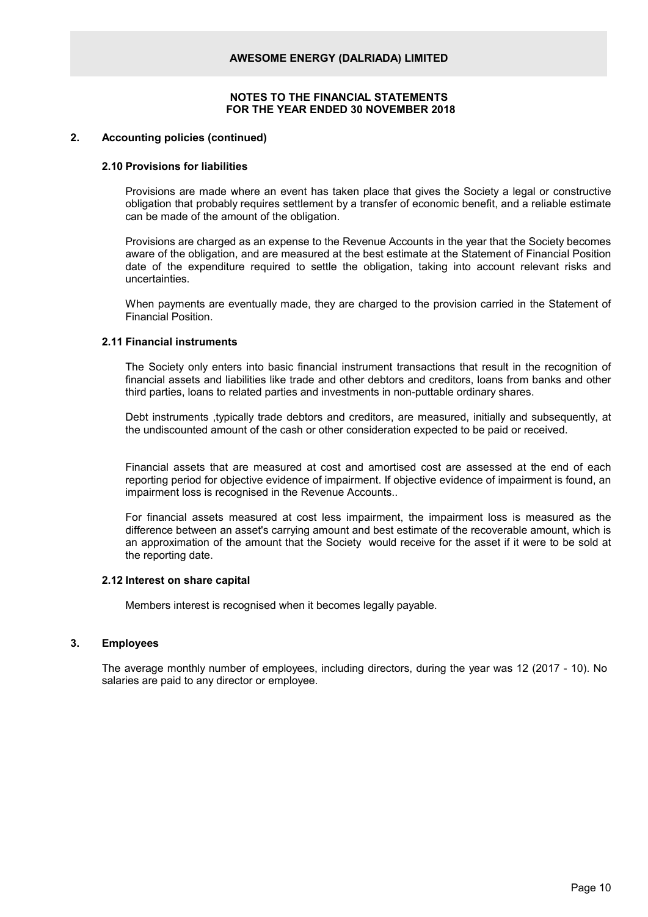# AWESOME ENERGY (DALRIADA) LIMITED

**NOTES TO THE FINANCIAL STATEMENTS**
**FOR THE YEAR ENDED 30 NOVEMBER 2018**

## 2. Accounting policies (continued)

### 2.10 Provisions for liabilities

Provisions are made where an event has taken place that gives the Society a legal or constructive obligation that probably requires settlement by a transfer of economic benefit, and a reliable estimate can be made of the amount of the obligation.

Provisions are charged as an expense to the Revenue Accounts in the year that the Society becomes aware of the obligation, and are measured at the best estimate at the Statement of Financial Position date of the expenditure required to settle the obligation, taking into account relevant risks and uncertainties.

When payments are eventually made, they are charged to the provision carried in the Statement of Financial Position.

### 2.11 Financial instruments

The Society only enters into basic financial instrument transactions that result in the recognition of financial assets and liabilities like trade and other debtors and creditors, loans from banks and other third parties, loans to related parties and investments in non-puttable ordinary shares.

Debt instruments ,typically trade debtors and creditors, are measured, initially and subsequently, at the undiscounted amount of the cash or other consideration expected to be paid or received.

Financial assets that are measured at cost and amortised cost are assessed at the end of each reporting period for objective evidence of impairment. If objective evidence of impairment is found, an impairment loss is recognised in the Revenue Accounts..

For financial assets measured at cost less impairment, the impairment loss is measured as the difference between an asset's carrying amount and best estimate of the recoverable amount, which is an approximation of the amount that the Society would receive for the asset if it were to be sold at the reporting date.

### 2.12 Interest on share capital

Members interest is recognised when it becomes legally payable.

## 3. Employees

The average monthly number of employees, including directors, during the year was 12 (2017 - 10). No salaries are paid to any director or employee.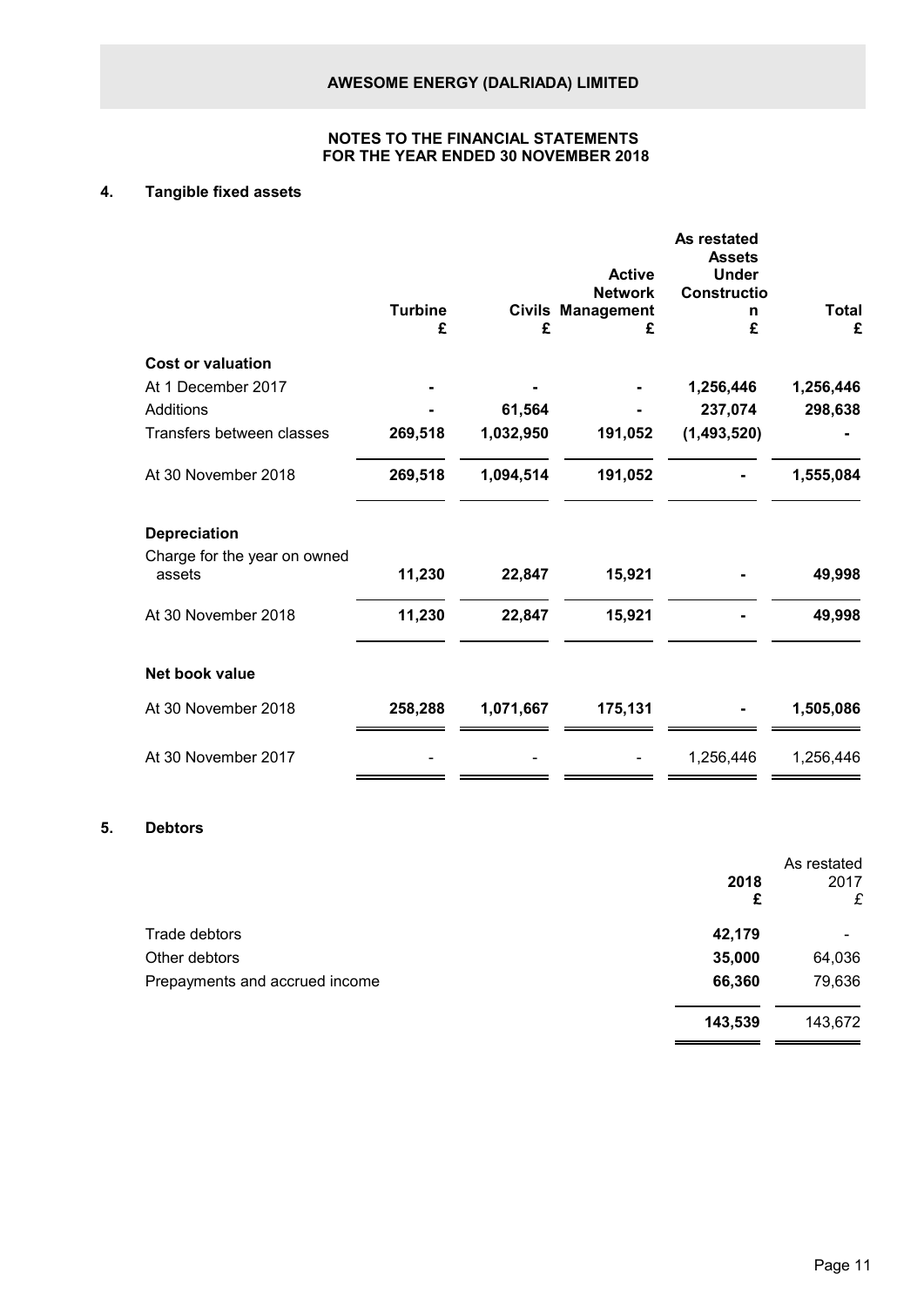# AWESOME ENERGY (DALRIADA) LIMITED

## NOTES TO THE FINANCIAL STATEMENTS
## FOR THE YEAR ENDED 30 NOVEMBER 2018

### 4. Tangible fixed assets

| | Turbine £ | Civils £ | Active Network Management £ | As restated Assets Under Construction £ | Total £ |
|---|---|---|---|---|---|
| **Cost or valuation** | | | | | |
| At 1 December 2017 | **-** | **-** | **-** | **1,256,446** | **1,256,446** |
| Additions | **-** | **61,564** | **-** | **237,074** | **298,638** |
| Transfers between classes | **269,518** | **1,032,950** | **191,052** | **(1,493,520)** | **-** |
| At 30 November 2018 | **269,518** | **1,094,514** | **191,052** | **-** | **1,555,084** |
| **Depreciation** | | | | | |
| Charge for the year on owned assets | **11,230** | **22,847** | **15,921** | **-** | **49,998** |
| At 30 November 2018 | **11,230** | **22,847** | **15,921** | **-** | **49,998** |
| **Net book value** | | | | | |
| At 30 November 2018 | **258,288** | **1,071,667** | **175,131** | **-** | **1,505,086** |
| At 30 November 2017 | - | - | - | 1,256,446 | 1,256,446 |

### 5. Debtors

| | 2018 £ | As restated 2017 £ |
|---|---|---|
| Trade debtors | **42,179** | - |
| Other debtors | **35,000** | 64,036 |
| Prepayments and accrued income | **66,360** | 79,636 |
| | **143,539** | 143,672 |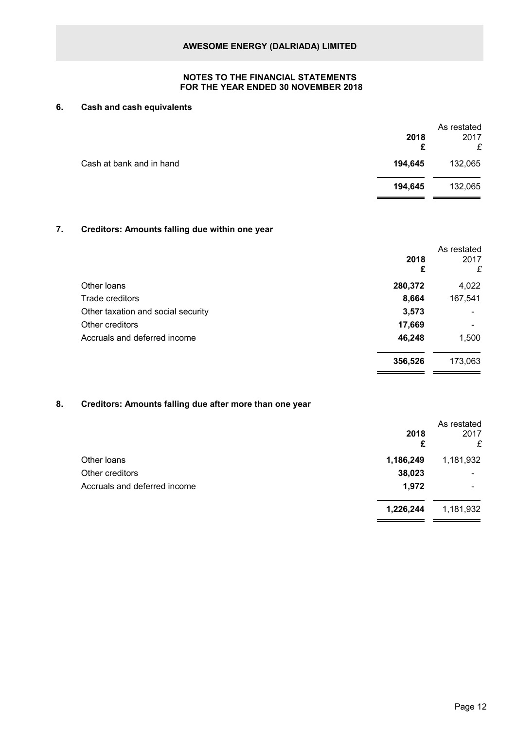# AWESOME ENERGY (DALRIADA) LIMITED

## NOTES TO THE FINANCIAL STATEMENTS FOR THE YEAR ENDED 30 NOVEMBER 2018

### 6. Cash and cash equivalents

| | **2018** **£** | As restated 2017 £ |
|---|---|---|
| Cash at bank and in hand | **194,645** | 132,065 |
| | **194,645** | 132,065 |

### 7. Creditors: Amounts falling due within one year

| | **2018** **£** | As restated 2017 £ |
|---|---|---|
| Other loans | **280,372** | 4,022 |
| Trade creditors | **8,664** | 167,541 |
| Other taxation and social security | **3,573** | - |
| Other creditors | **17,669** | - |
| Accruals and deferred income | **46,248** | 1,500 |
| | **356,526** | 173,063 |

### 8. Creditors: Amounts falling due after more than one year

| | **2018** **£** | As restated 2017 £ |
|---|---|---|
| Other loans | **1,186,249** | 1,181,932 |
| Other creditors | **38,023** | - |
| Accruals and deferred income | **1,972** | - |
| | **1,226,244** | 1,181,932 |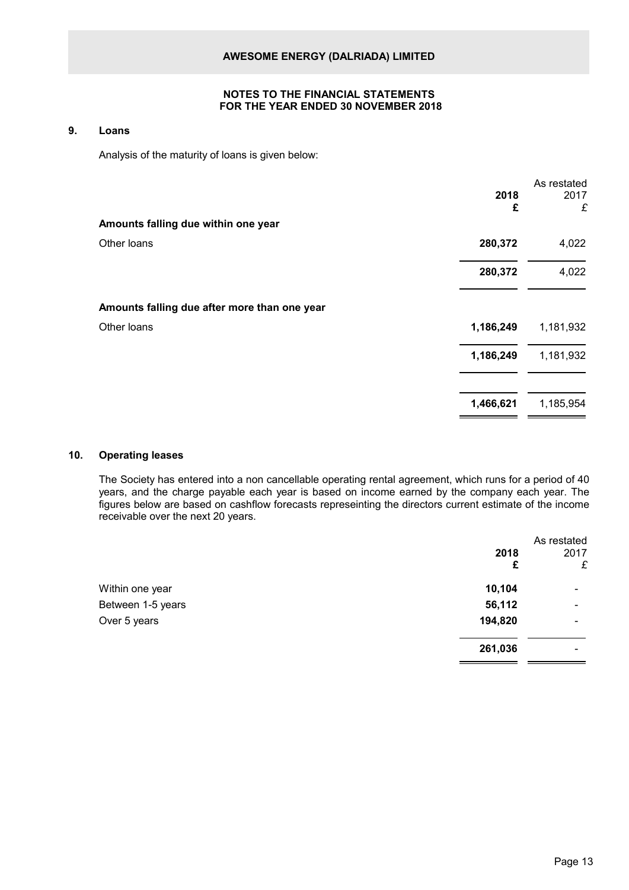## 9. Loans

Analysis of the maturity of loans is given below:

| | 2018<br>£ | As restated<br>2017<br>£ |
|---|---|---|
| **Amounts falling due within one year** | | |
| Other loans | **280,372** | 4,022 |
| | **280,372** | 4,022 |
| **Amounts falling due after more than one year** | | |
| Other loans | **1,186,249** | 1,181,932 |
| | **1,186,249** | 1,181,932 |
| | **1,466,621** | 1,185,954 |

## 10. Operating leases

The Society has entered into a non cancellable operating rental agreement, which runs for a period of 40 years, and the charge payable each year is based on income earned by the company each year. The figures below are based on cashflow forecasts represeinting the directors current estimate of the income receivable over the next 20 years.

| | 2018<br>£ | As restated<br>2017<br>£ |
|---|---|---|
| Within one year | **10,104** | - |
| Between 1-5 years | **56,112** | - |
| Over 5 years | **194,820** | - |
| | **261,036** | - |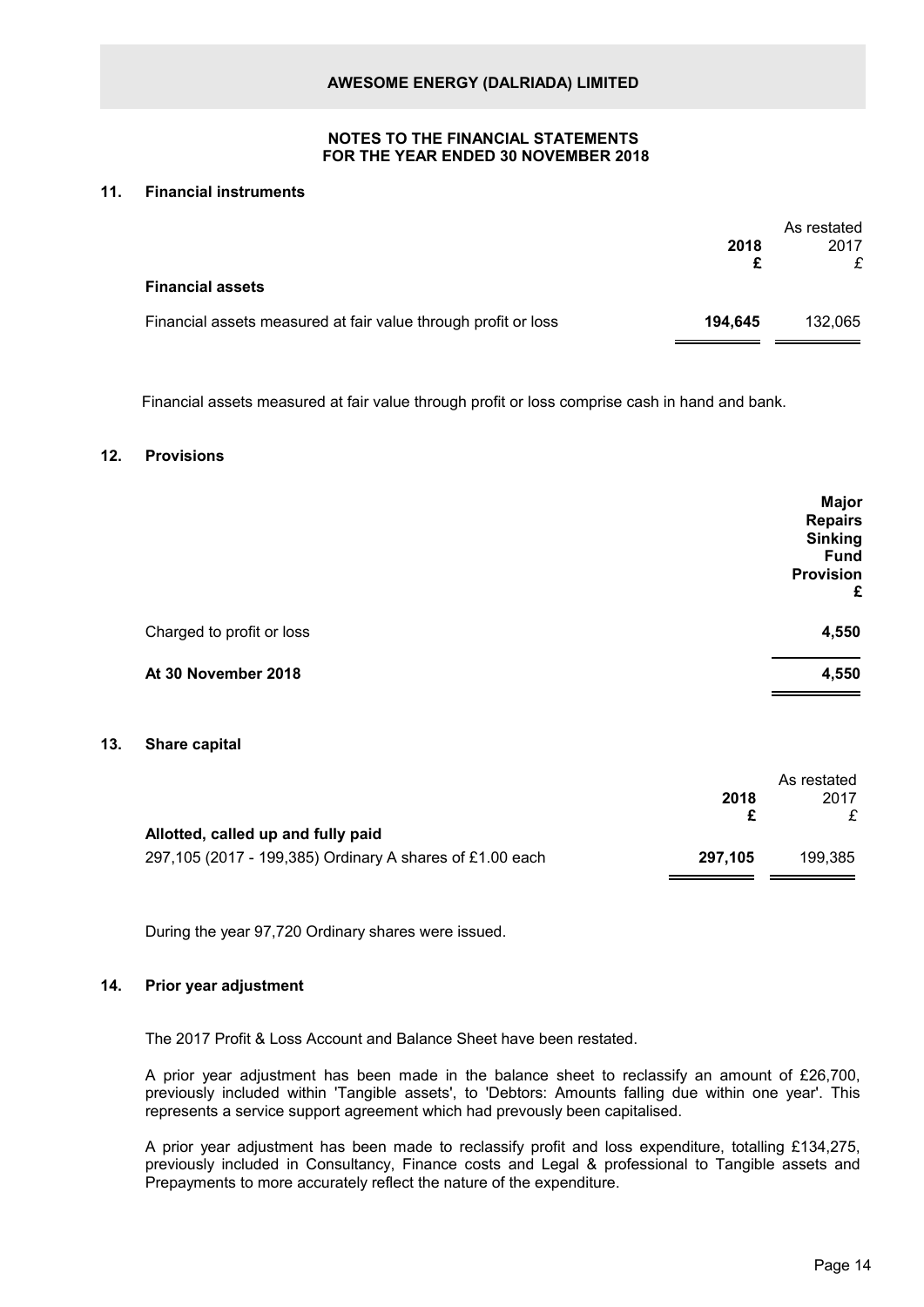# AWESOME ENERGY (DALRIADA) LIMITED

## NOTES TO THE FINANCIAL STATEMENTS FOR THE YEAR ENDED 30 NOVEMBER 2018

### 11. Financial instruments

| | 2018 £ | As restated 2017 £ |
|---|---|---|
| **Financial assets** | | |
| Financial assets measured at fair value through profit or loss | **194,645** | 132,065 |

Financial assets measured at fair value through profit or loss comprise cash in hand and bank.

### 12. Provisions

| | Major Repairs Sinking Fund Provision £ |
|---|---|
| Charged to profit or loss | **4,550** |
| **At 30 November 2018** | **4,550** |

### 13. Share capital

| | 2018 £ | As restated 2017 £ |
|---|---|---|
| **Allotted, called up and fully paid** | | |
| 297,105 (2017 - 199,385) Ordinary A shares of £1.00 each | **297,105** | 199,385 |

During the year 97,720 Ordinary shares were issued.

### 14. Prior year adjustment

The 2017 Profit & Loss Account and Balance Sheet have been restated.

A prior year adjustment has been made in the balance sheet to reclassify an amount of £26,700, previously included within 'Tangible assets', to 'Debtors: Amounts falling due within one year'. This represents a service support agreement which had prevously been capitalised.

A prior year adjustment has been made to reclassify profit and loss expenditure, totalling £134,275, previously included in Consultancy, Finance costs and Legal & professional to Tangible assets and Prepayments to more accurately reflect the nature of the expenditure.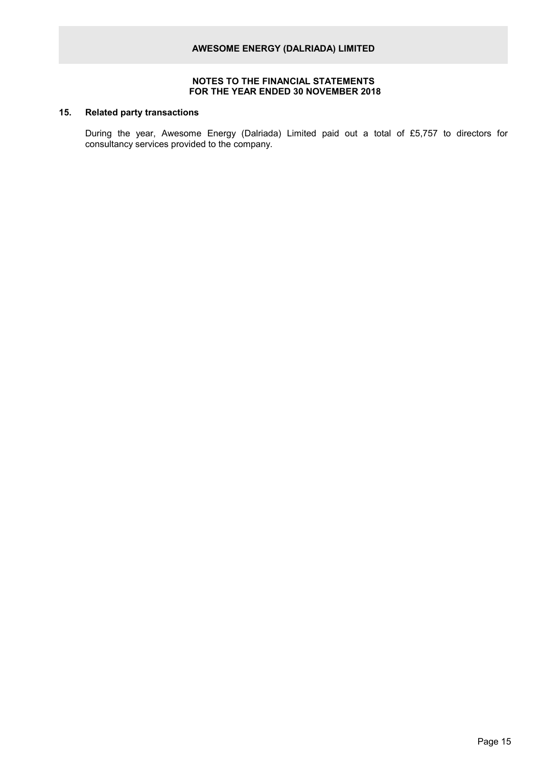# AWESOME ENERGY (DALRIADA) LIMITED

**NOTES TO THE FINANCIAL STATEMENTS**
**FOR THE YEAR ENDED 30 NOVEMBER 2018**

## 15. Related party transactions

During the year, Awesome Energy (Dalriada) Limited paid out a total of £5,757 to directors for consultancy services provided to the company.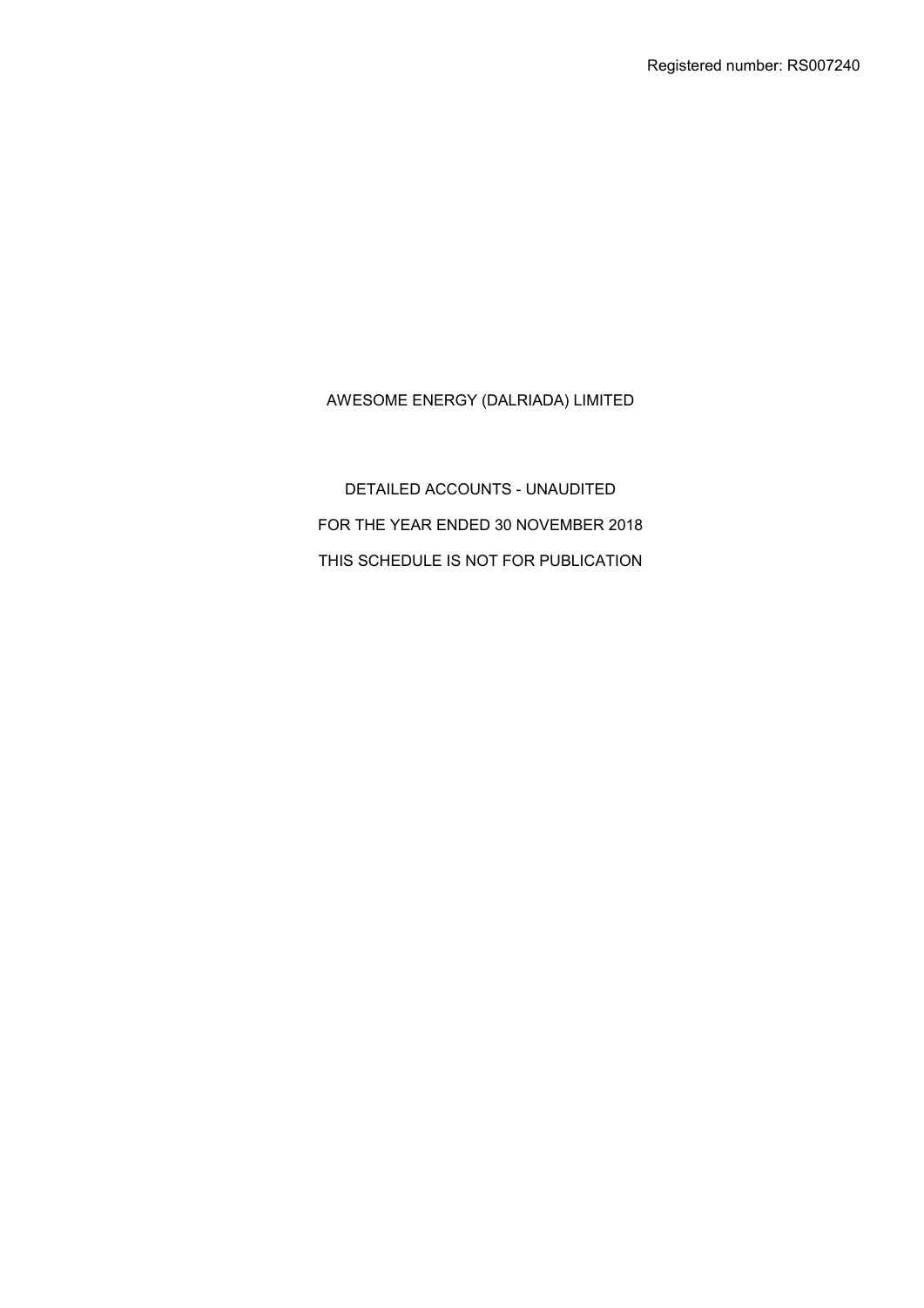Registered number: RS007240

AWESOME ENERGY (DALRIADA) LIMITED

DETAILED ACCOUNTS - UNAUDITED

FOR THE YEAR ENDED 30 NOVEMBER 2018

THIS SCHEDULE IS NOT FOR PUBLICATION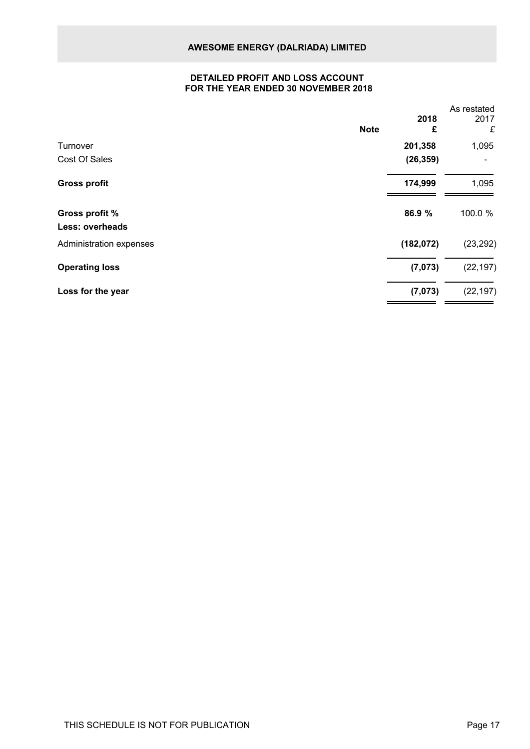# AWESOME ENERGY (DALRIADA) LIMITED

## DETAILED PROFIT AND LOSS ACCOUNT FOR THE YEAR ENDED 30 NOVEMBER 2018

| | Note | 2018 £ | As restated 2017 £ |
|---|---|---|---|
| Turnover | | **201,358** | 1,095 |
| Cost Of Sales | | **(26,359)** | - |
| **Gross profit** | | **174,999** | 1,095 |
| **Gross profit %** | | **86.9 %** | 100.0 % |
| **Less: overheads** | | | |
| Administration expenses | | **(182,072)** | (23,292) |
| **Operating loss** | | **(7,073)** | (22,197) |
| **Loss for the year** | | **(7,073)** | (22,197) |

THIS SCHEDULE IS NOT FOR PUBLICATION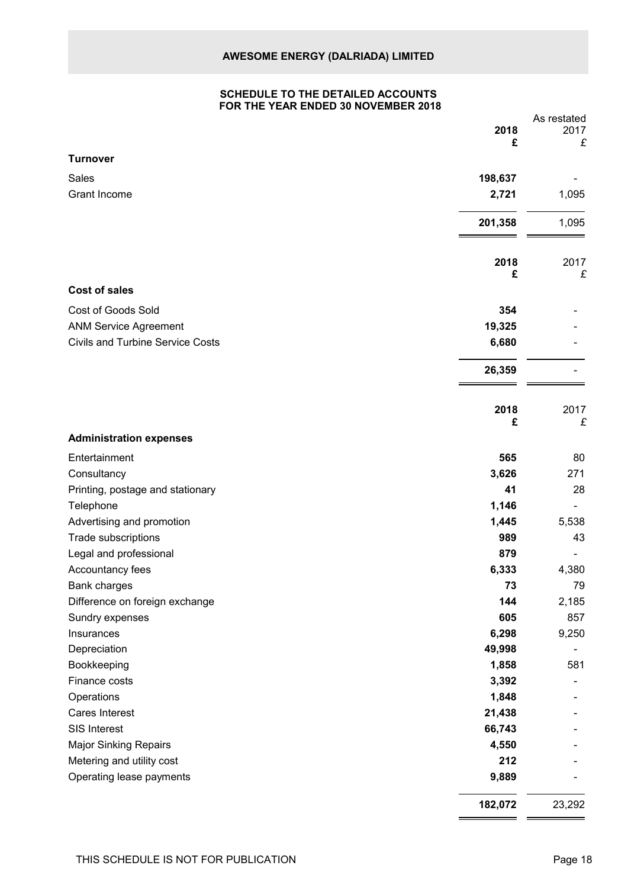# AWESOME ENERGY (DALRIADA) LIMITED

## SCHEDULE TO THE DETAILED ACCOUNTS FOR THE YEAR ENDED 30 NOVEMBER 2018

| | 2018 £ | As restated 2017 £ |
|---|---|---|
| **Turnover** | | |
| Sales | **198,637** | - |
| Grant Income | **2,721** | 1,095 |
| | **201,358** | 1,095 |

| | 2018 £ | 2017 £ |
|---|---|---|
| **Cost of sales** | | |
| Cost of Goods Sold | **354** | - |
| ANM Service Agreement | **19,325** | - |
| Civils and Turbine Service Costs | **6,680** | - |
| | **26,359** | - |

| | 2018 £ | 2017 £ |
|---|---|---|
| **Administration expenses** | | |
| Entertainment | **565** | 80 |
| Consultancy | **3,626** | 271 |
| Printing, postage and stationary | **41** | 28 |
| Telephone | **1,146** | - |
| Advertising and promotion | **1,445** | 5,538 |
| Trade subscriptions | **989** | 43 |
| Legal and professional | **879** | - |
| Accountancy fees | **6,333** | 4,380 |
| Bank charges | **73** | 79 |
| Difference on foreign exchange | **144** | 2,185 |
| Sundry expenses | **605** | 857 |
| Insurances | **6,298** | 9,250 |
| Depreciation | **49,998** | - |
| Bookkeeping | **1,858** | 581 |
| Finance costs | **3,392** | - |
| Operations | **1,848** | - |
| Cares Interest | **21,438** | - |
| SIS Interest | **66,743** | - |
| Major Sinking Repairs | **4,550** | - |
| Metering and utility cost | **212** | - |
| Operating lease payments | **9,889** | - |
| | **182,072** | 23,292 |

THIS SCHEDULE IS NOT FOR PUBLICATION